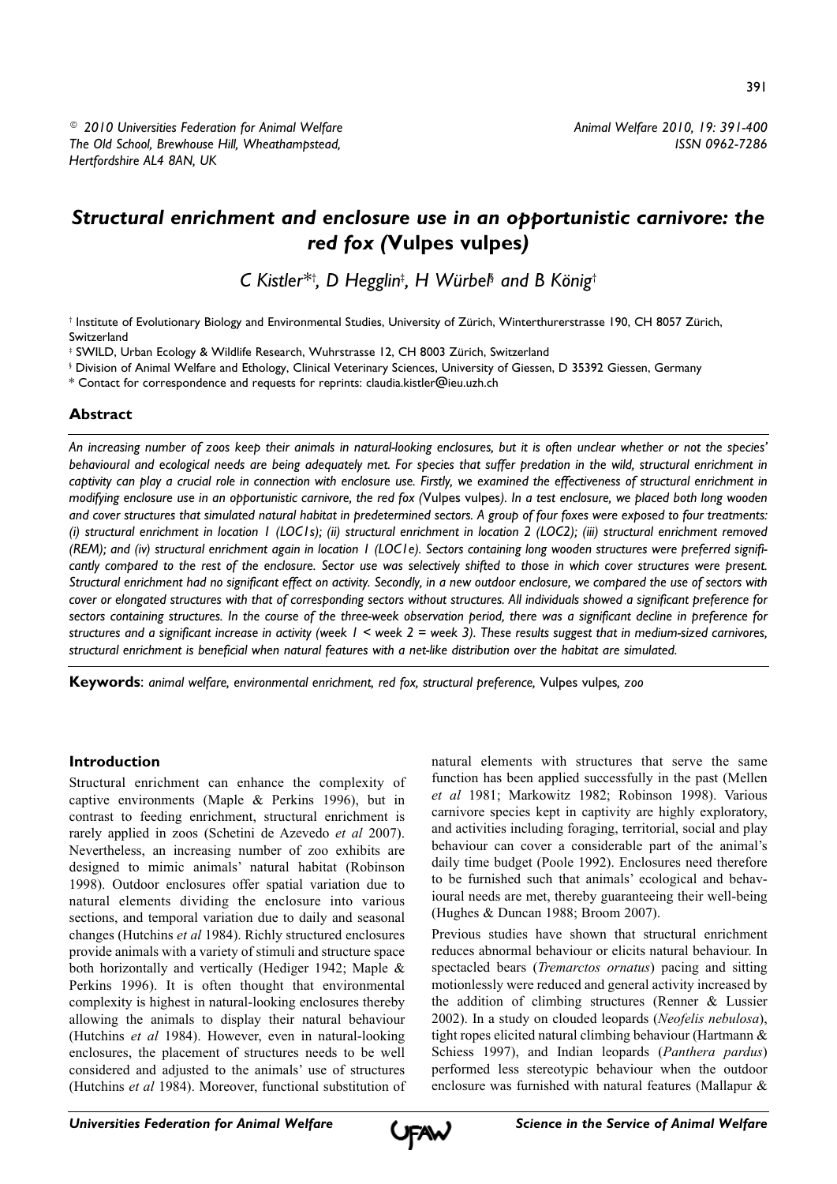© 2010 Universities Federation for Animal Welfare
The Old School, Brewhouse Hill, Wheathampstead,
Hertfordshire AL4 8AN, UK

# *Structural enrichment and enclosure use in an opportunistic carnivore: the red fox (Vulpes vulpes)*

*C Kistler\*[†], D Hegglin[‡], H Würbel[§] and B König[†]*

[†] Institute of Evolutionary Biology and Environmental Studies, University of Zürich, Winterthurerstrasse 190, CH 8057 Zürich, Switzerland

[‡] SWILD, Urban Ecology & Wildlife Research, Wuhrstrasse 12, CH 8003 Zürich, Switzerland

[§] Division of Animal Welfare and Ethology, Clinical Veterinary Sciences, University of Giessen, D 35392 Giessen, Germany

\* Contact for correspondence and requests for reprints: claudia.kistler@ieu.uzh.ch

## Abstract

*An increasing number of zoos keep their animals in natural-looking enclosures, but it is often unclear whether or not the species' behavioural and ecological needs are being adequately met. For species that suffer predation in the wild, structural enrichment in captivity can play a crucial role in connection with enclosure use. Firstly, we examined the effectiveness of structural enrichment in modifying enclosure use in an opportunistic carnivore, the red fox (*Vulpes vulpes*). In a test enclosure, we placed both long wooden and cover structures that simulated natural habitat in predetermined sectors. A group of four foxes were exposed to four treatments: (i) structural enrichment in location 1 (LOC1s); (ii) structural enrichment in location 2 (LOC2); (iii) structural enrichment removed (REM); and (iv) structural enrichment again in location 1 (LOC1e). Sectors containing long wooden structures were preferred significantly compared to the rest of the enclosure. Sector use was selectively shifted to those in which cover structures were present. Structural enrichment had no significant effect on activity. Secondly, in a new outdoor enclosure, we compared the use of sectors with cover or elongated structures with that of corresponding sectors without structures. All individuals showed a significant preference for sectors containing structures. In the course of the three-week observation period, there was a significant decline in preference for structures and a significant increase in activity (week 1 < week 2 = week 3). These results suggest that in medium-sized carnivores, structural enrichment is beneficial when natural features with a net-like distribution over the habitat are simulated.*

**Keywords**: *animal welfare, environmental enrichment, red fox, structural preference,* Vulpes vulpes*, zoo*

## Introduction

Structural enrichment can enhance the complexity of captive environments (Maple & Perkins 1996), but in contrast to feeding enrichment, structural enrichment is rarely applied in zoos (Schetini de Azevedo *et al* 2007). Nevertheless, an increasing number of zoo exhibits are designed to mimic animals' natural habitat (Robinson 1998). Outdoor enclosures offer spatial variation due to natural elements dividing the enclosure into various sections, and temporal variation due to daily and seasonal changes (Hutchins *et al* 1984). Richly structured enclosures provide animals with a variety of stimuli and structure space both horizontally and vertically (Hediger 1942; Maple & Perkins 1996). It is often thought that environmental complexity is highest in natural-looking enclosures thereby allowing the animals to display their natural behaviour (Hutchins *et al* 1984). However, even in natural-looking enclosures, the placement of structures needs to be well considered and adjusted to the animals' use of structures (Hutchins *et al* 1984). Moreover, functional substitution of natural elements with structures that serve the same function has been applied successfully in the past (Mellen *et al* 1981; Markowitz 1982; Robinson 1998). Various carnivore species kept in captivity are highly exploratory, and activities including foraging, territorial, social and play behaviour can cover a considerable part of the animal's daily time budget (Poole 1992). Enclosures need therefore to be furnished such that animals' ecological and behavioural needs are met, thereby guaranteeing their well-being (Hughes & Duncan 1988; Broom 2007).

Previous studies have shown that structural enrichment reduces abnormal behaviour or elicits natural behaviour. In spectacled bears (*Tremarctos ornatus*) pacing and sitting motionlessly were reduced and general activity increased by the addition of climbing structures (Renner & Lussier 2002). In a study on clouded leopards (*Neofelis nebulosa*), tight ropes elicited natural climbing behaviour (Hartmann & Schiess 1997), and Indian leopards (*Panthera pardus*) performed less stereotypic behaviour when the outdoor enclosure was furnished with natural features (Mallapur &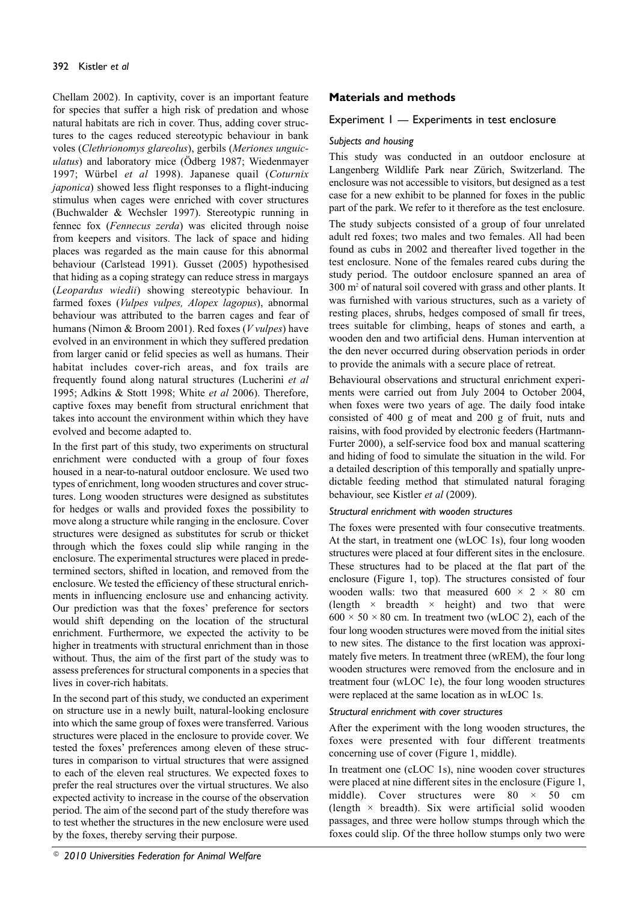Chellam 2002). In captivity, cover is an important feature for species that suffer a high risk of predation and whose natural habitats are rich in cover. Thus, adding cover structures to the cages reduced stereotypic behaviour in bank voles (*Clethrionomys glareolus*), gerbils (*Meriones unguiculatus*) and laboratory mice (Ödberg 1987; Wiedenmayer 1997; Würbel *et al* 1998). Japanese quail (*Coturnix japonica*) showed less flight responses to a flight-inducing stimulus when cages were enriched with cover structures (Buchwalder & Wechsler 1997). Stereotypic running in fennec fox (*Fennecus zerda*) was elicited through noise from keepers and visitors. The lack of space and hiding places was regarded as the main cause for this abnormal behaviour (Carlstead 1991). Gusset (2005) hypothesised that hiding as a coping strategy can reduce stress in margays (*Leopardus wiedii*) showing stereotypic behaviour. In farmed foxes (*Vulpes vulpes, Alopex lagopus*), abnormal behaviour was attributed to the barren cages and fear of humans (Nimon & Broom 2001). Red foxes (*V vulpes*) have evolved in an environment in which they suffered predation from larger canid or felid species as well as humans. Their habitat includes cover-rich areas, and fox trails are frequently found along natural structures (Lucherini *et al* 1995; Adkins & Stott 1998; White *et al* 2006). Therefore, captive foxes may benefit from structural enrichment that takes into account the environment within which they have evolved and become adapted to.

In the first part of this study, two experiments on structural enrichment were conducted with a group of four foxes housed in a near-to-natural outdoor enclosure. We used two types of enrichment, long wooden structures and cover structures. Long wooden structures were designed as substitutes for hedges or walls and provided foxes the possibility to move along a structure while ranging in the enclosure. Cover structures were designed as substitutes for scrub or thicket through which the foxes could slip while ranging in the enclosure. The experimental structures were placed in predetermined sectors, shifted in location, and removed from the enclosure. We tested the efficiency of these structural enrichments in influencing enclosure use and enhancing activity. Our prediction was that the foxes' preference for sectors would shift depending on the location of the structural enrichment. Furthermore, we expected the activity to be higher in treatments with structural enrichment than in those without. Thus, the aim of the first part of the study was to assess preferences for structural components in a species that lives in cover-rich habitats.

In the second part of this study, we conducted an experiment on structure use in a newly built, natural-looking enclosure into which the same group of foxes were transferred. Various structures were placed in the enclosure to provide cover. We tested the foxes' preferences among eleven of these structures in comparison to virtual structures that were assigned to each of the eleven real structures. We expected foxes to prefer the real structures over the virtual structures. We also expected activity to increase in the course of the observation period. The aim of the second part of the study therefore was to test whether the structures in the new enclosure were used by the foxes, thereby serving their purpose.

## Materials and methods

### Experiment 1 — Experiments in test enclosure

#### *Subjects and housing*

This study was conducted in an outdoor enclosure at Langenberg Wildlife Park near Zürich, Switzerland. The enclosure was not accessible to visitors, but designed as a test case for a new exhibit to be planned for foxes in the public part of the park. We refer to it therefore as the test enclosure.

The study subjects consisted of a group of four unrelated adult red foxes; two males and two females. All had been found as cubs in 2002 and thereafter lived together in the test enclosure. None of the females reared cubs during the study period. The outdoor enclosure spanned an area of 300 m$^2$ of natural soil covered with grass and other plants. It was furnished with various structures, such as a variety of resting places, shrubs, hedges composed of small fir trees, trees suitable for climbing, heaps of stones and earth, a wooden den and two artificial dens. Human intervention at the den never occurred during observation periods in order to provide the animals with a secure place of retreat.

Behavioural observations and structural enrichment experiments were carried out from July 2004 to October 2004, when foxes were two years of age. The daily food intake consisted of 400 g of meat and 200 g of fruit, nuts and raisins, with food provided by electronic feeders (Hartmann-Furter 2000), a self-service food box and manual scattering and hiding of food to simulate the situation in the wild. For a detailed description of this temporally and spatially unpredictable feeding method that stimulated natural foraging behaviour, see Kistler *et al* (2009).

#### *Structural enrichment with wooden structures*

The foxes were presented with four consecutive treatments. At the start, in treatment one (wLOC 1s), four long wooden structures were placed at four different sites in the enclosure. These structures had to be placed at the flat part of the enclosure (Figure 1, top). The structures consisted of four wooden walls: two that measured 600 × 2 × 80 cm (length × breadth × height) and two that were 600 × 50 × 80 cm. In treatment two (wLOC 2), each of the four long wooden structures were moved from the initial sites to new sites. The distance to the first location was approximately five meters. In treatment three (wREM), the four long wooden structures were removed from the enclosure and in treatment four (wLOC 1e), the four long wooden structures were replaced at the same location as in wLOC 1s.

#### *Structural enrichment with cover structures*

After the experiment with the long wooden structures, the foxes were presented with four different treatments concerning use of cover (Figure 1, middle).

In treatment one (cLOC 1s), nine wooden cover structures were placed at nine different sites in the enclosure (Figure 1, middle). Cover structures were 80 × 50 cm (length × breadth). Six were artificial solid wooden passages, and three were hollow stumps through which the foxes could slip. Of the three hollow stumps only two were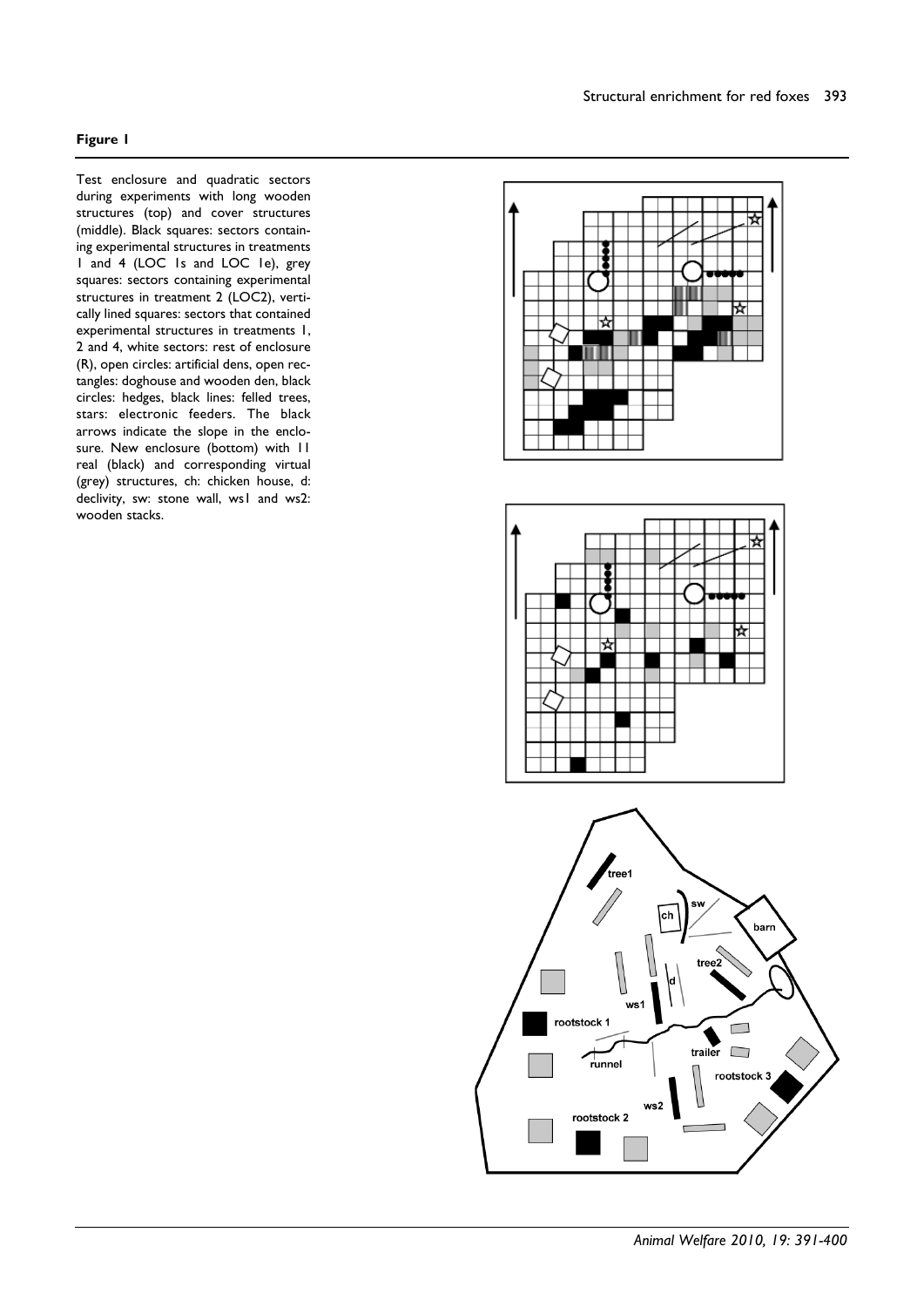**Figure 1**

Test enclosure and quadratic sectors during experiments with long wooden structures (top) and cover structures (middle). Black squares: sectors containing experimental structures in treatments 1 and 4 (LOC 1s and LOC 1e), grey squares: sectors containing experimental structures in treatment 2 (LOC2), vertically lined squares: sectors that contained experimental structures in treatments 1, 2 and 4, white sectors: rest of enclosure (R), open circles: artificial dens, open rectangles: doghouse and wooden den, black circles: hedges, black lines: felled trees, stars: electronic feeders. The black arrows indicate the slope in the enclosure. New enclosure (bottom) with 11 real (black) and corresponding virtual (grey) structures, ch: chicken house, d: declivity, sw: stone wall, ws1 and ws2: wooden stacks.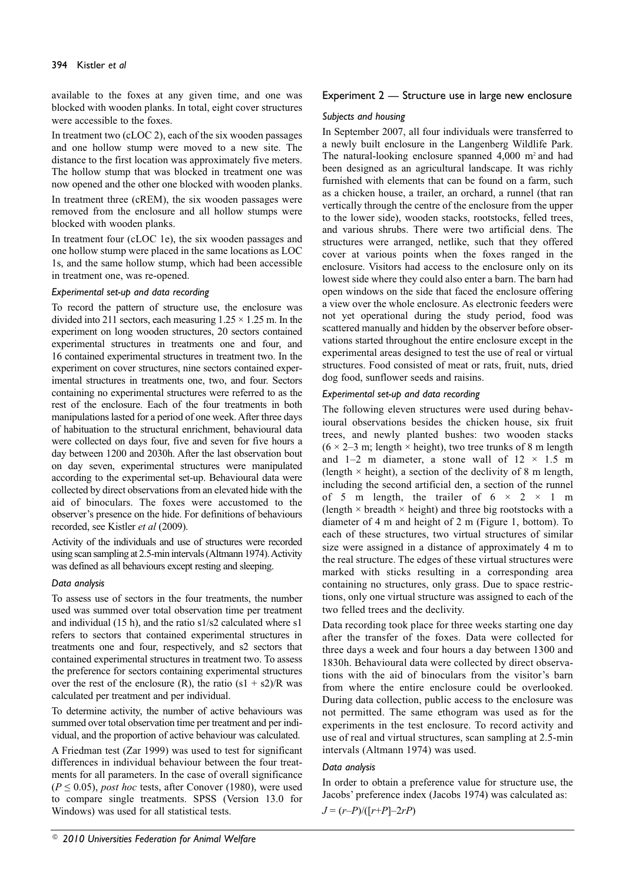available to the foxes at any given time, and one was blocked with wooden planks. In total, eight cover structures were accessible to the foxes.

In treatment two (cLOC 2), each of the six wooden passages and one hollow stump were moved to a new site. The distance to the first location was approximately five meters. The hollow stump that was blocked in treatment one was now opened and the other one blocked with wooden planks.

In treatment three (cREM), the six wooden passages were removed from the enclosure and all hollow stumps were blocked with wooden planks.

In treatment four (cLOC 1e), the six wooden passages and one hollow stump were placed in the same locations as LOC 1s, and the same hollow stump, which had been accessible in treatment one, was re-opened.

#### *Experimental set-up and data recording*

To record the pattern of structure use, the enclosure was divided into 211 sectors, each measuring $1.25 \times 1.25$ m. In the experiment on long wooden structures, 20 sectors contained experimental structures in treatments one and four, and 16 contained experimental structures in treatment two. In the experiment on cover structures, nine sectors contained experimental structures in treatments one, two, and four. Sectors containing no experimental structures were referred to as the rest of the enclosure. Each of the four treatments in both manipulations lasted for a period of one week. After three days of habituation to the structural enrichment, behavioural data were collected on days four, five and seven for five hours a day between 1200 and 2030h. After the last observation bout on day seven, experimental structures were manipulated according to the experimental set-up. Behavioural data were collected by direct observations from an elevated hide with the aid of binoculars. The foxes were accustomed to the observer's presence on the hide. For definitions of behaviours recorded, see Kistler *et al* (2009).

Activity of the individuals and use of structures were recorded using scan sampling at 2.5-min intervals (Altmann 1974). Activity was defined as all behaviours except resting and sleeping.

#### *Data analysis*

To assess use of sectors in the four treatments, the number used was summed over total observation time per treatment and individual (15 h), and the ratio s1/s2 calculated where s1 refers to sectors that contained experimental structures in treatments one and four, respectively, and s2 sectors that contained experimental structures in treatment two. To assess the preference for sectors containing experimental structures over the rest of the enclosure (R), the ratio (s1 + s2)/R was calculated per treatment and per individual.

To determine activity, the number of active behaviours was summed over total observation time per treatment and per individual, and the proportion of active behaviour was calculated.

A Friedman test (Zar 1999) was used to test for significant differences in individual behaviour between the four treatments for all parameters. In the case of overall significance ($P \leq 0.05$), *post hoc* tests, after Conover (1980), were used to compare single treatments. SPSS (Version 13.0 for Windows) was used for all statistical tests.

### Experiment 2 — Structure use in large new enclosure

#### *Subjects and housing*

In September 2007, all four individuals were transferred to a newly built enclosure in the Langenberg Wildlife Park. The natural-looking enclosure spanned 4,000 $m^2$ and had been designed as an agricultural landscape. It was richly furnished with elements that can be found on a farm, such as a chicken house, a trailer, an orchard, a runnel (that ran vertically through the centre of the enclosure from the upper to the lower side), wooden stacks, rootstocks, felled trees, and various shrubs. There were two artificial dens. The structures were arranged, netlike, such that they offered cover at various points when the foxes ranged in the enclosure. Visitors had access to the enclosure only on its lowest side where they could also enter a barn. The barn had open windows on the side that faced the enclosure offering a view over the whole enclosure. As electronic feeders were not yet operational during the study period, food was scattered manually and hidden by the observer before observations started throughout the entire enclosure except in the experimental areas designed to test the use of real or virtual structures. Food consisted of meat or rats, fruit, nuts, dried dog food, sunflower seeds and raisins.

#### *Experimental set-up and data recording*

The following eleven structures were used during behavioural observations besides the chicken house, six fruit trees, and newly planted bushes: two wooden stacks ($6 \times 2$–$3$ m; length × height), two tree trunks of 8 m length and 1–2 m diameter, a stone wall of $12 \times 1.5$ m (length × height), a section of the declivity of 8 m length, including the second artificial den, a section of the runnel of 5 m length, the trailer of $6 \times 2 \times 1$ m (length × breadth × height) and three big rootstocks with a diameter of 4 m and height of 2 m (Figure 1, bottom). To each of these structures, two virtual structures of similar size were assigned in a distance of approximately 4 m to the real structure. The edges of these virtual structures were marked with sticks resulting in a corresponding area containing no structures, only grass. Due to space restrictions, only one virtual structure was assigned to each of the two felled trees and the declivity.

Data recording took place for three weeks starting one day after the transfer of the foxes. Data were collected for three days a week and four hours a day between 1300 and 1830h. Behavioural data were collected by direct observations with the aid of binoculars from the visitor's barn from where the entire enclosure could be overlooked. During data collection, public access to the enclosure was not permitted. The same ethogram was used as for the experiments in the test enclosure. To record activity and use of real and virtual structures, scan sampling at 2.5-min intervals (Altmann 1974) was used.

#### *Data analysis*

In order to obtain a preference value for structure use, the Jacobs' preference index (Jacobs 1974) was calculated as:

$$J = (r–P)/([r+P]–2rP)$$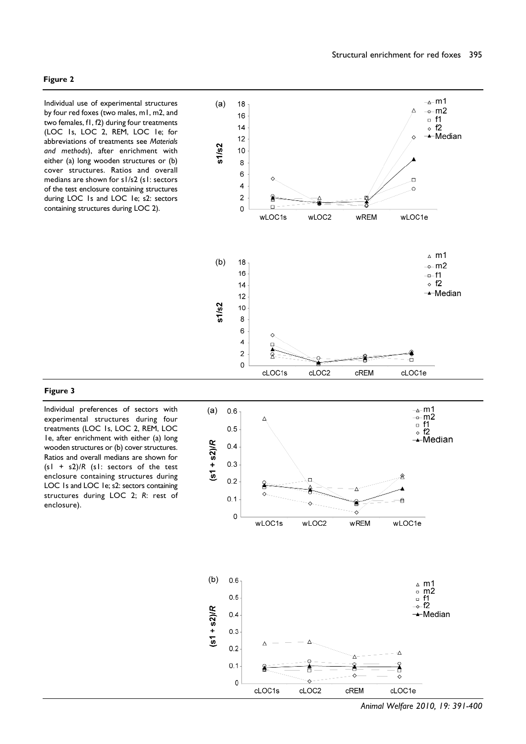**Figure 2**

Individual use of experimental structures by four red foxes (two males, m1, m2, and two females, f1, f2) during four treatments (LOC 1s, LOC 2, REM, LOC 1e; for abbreviations of treatments see *Materials and methods*), after enrichment with either (a) long wooden structures or (b) cover structures. Ratios and overall medians are shown for s1/s2 (s1: sectors of the test enclosure containing structures during LOC 1s and LOC 1e; s2: sectors containing structures during LOC 2).

**Figure 3**

Individual preferences of sectors with experimental structures during four treatments (LOC 1s, LOC 2, REM, LOC 1e, after enrichment with either (a) long wooden structures or (b) cover structures. Ratios and overall medians are shown for (s1 + s2)/*R* (s1: sectors of the test enclosure containing structures during LOC 1s and LOC 1e; s2: sectors containing structures during LOC 2; *R*: rest of enclosure).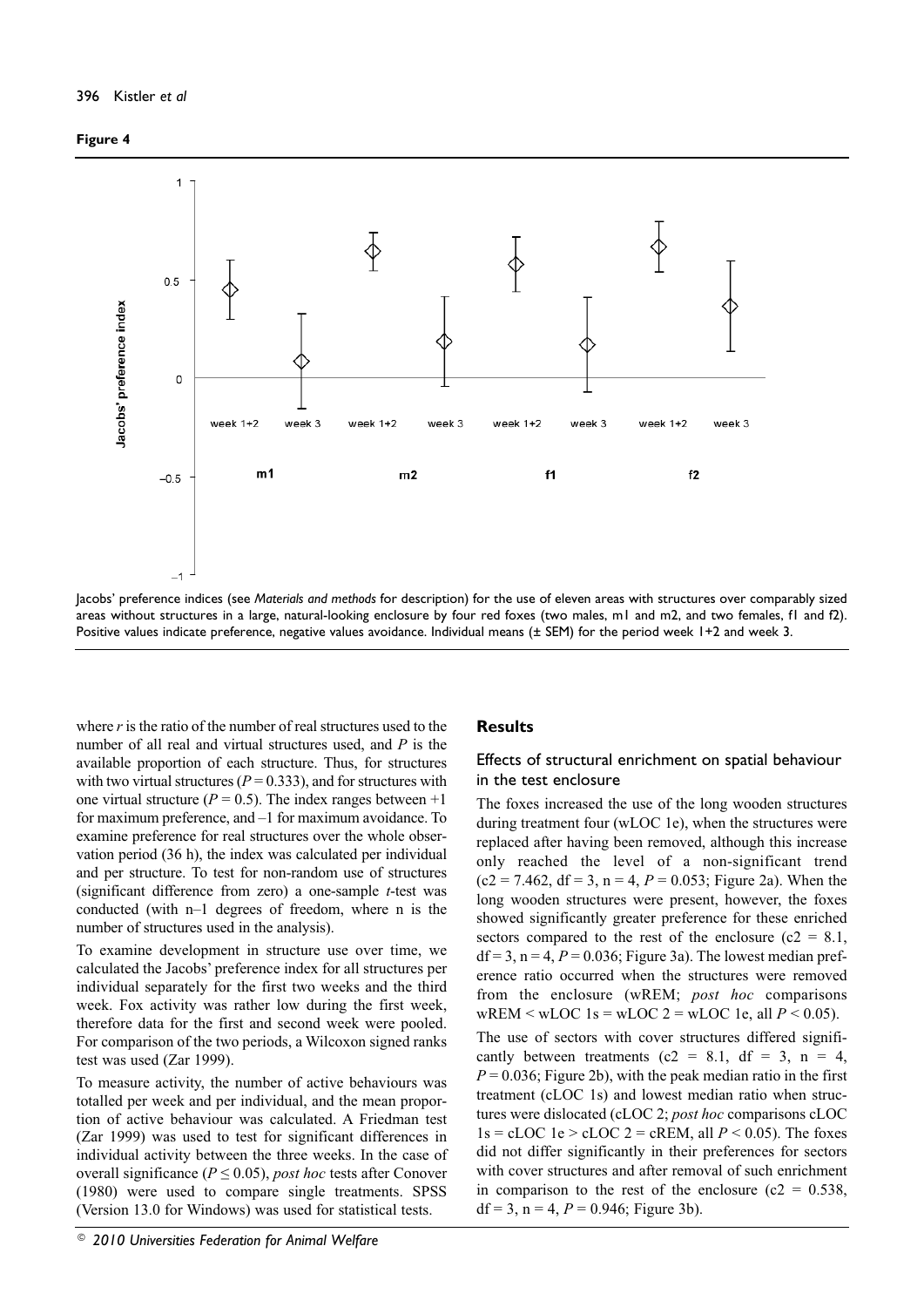**Figure 4**

Jacobs' preference indices (see *Materials and methods* for description) for the use of eleven areas with structures over comparably sized areas without structures in a large, natural-looking enclosure by four red foxes (two males, m1 and m2, and two females, f1 and f2). Positive values indicate preference, negative values avoidance. Individual means (± SEM) for the period week 1+2 and week 3.

where $r$ is the ratio of the number of real structures used to the number of all real and virtual structures used, and $P$ is the available proportion of each structure. Thus, for structures with two virtual structures ($P = 0.333$), and for structures with one virtual structure ($P = 0.5$). The index ranges between +1 for maximum preference, and –1 for maximum avoidance. To examine preference for real structures over the whole observation period (36 h), the index was calculated per individual and per structure. To test for non-random use of structures (significant difference from zero) a one-sample *t*-test was conducted (with n–1 degrees of freedom, where n is the number of structures used in the analysis).

To examine development in structure use over time, we calculated the Jacobs' preference index for all structures per individual separately for the first two weeks and the third week. Fox activity was rather low during the first week, therefore data for the first and second week were pooled. For comparison of the two periods, a Wilcoxon signed ranks test was used (Zar 1999).

To measure activity, the number of active behaviours was totalled per week and per individual, and the mean proportion of active behaviour was calculated. A Friedman test (Zar 1999) was used to test for significant differences in individual activity between the three weeks. In the case of overall significance ($P \leq 0.05$), *post hoc* tests after Conover (1980) were used to compare single treatments. SPSS (Version 13.0 for Windows) was used for statistical tests.

## Results

### Effects of structural enrichment on spatial behaviour in the test enclosure

The foxes increased the use of the long wooden structures during treatment four (wLOC 1e), when the structures were replaced after having been removed, although this increase only reached the level of a non-significant trend ($c2 = 7.462$, df = 3, n = 4, $P = 0.053$; Figure 2a). When the long wooden structures were present, however, the foxes showed significantly greater preference for these enriched sectors compared to the rest of the enclosure ($c2 = 8.1$, df = 3, n = 4, $P = 0.036$; Figure 3a). The lowest median preference ratio occurred when the structures were removed from the enclosure (wREM; *post hoc* comparisons wREM < wLOC 1s = wLOC 2 = wLOC 1e, all $P < 0.05$).

The use of sectors with cover structures differed significantly between treatments ($c2 = 8.1$, df = 3, n = 4, $P = 0.036$; Figure 2b), with the peak median ratio in the first treatment (cLOC 1s) and lowest median ratio when structures were dislocated (cLOC 2; *post hoc* comparisons cLOC 1s = cLOC 1e > cLOC 2 = cREM, all $P < 0.05$). The foxes did not differ significantly in their preferences for sectors with cover structures and after removal of such enrichment in comparison to the rest of the enclosure ($c2 = 0.538$, df = 3, n = 4, $P = 0.946$; Figure 3b).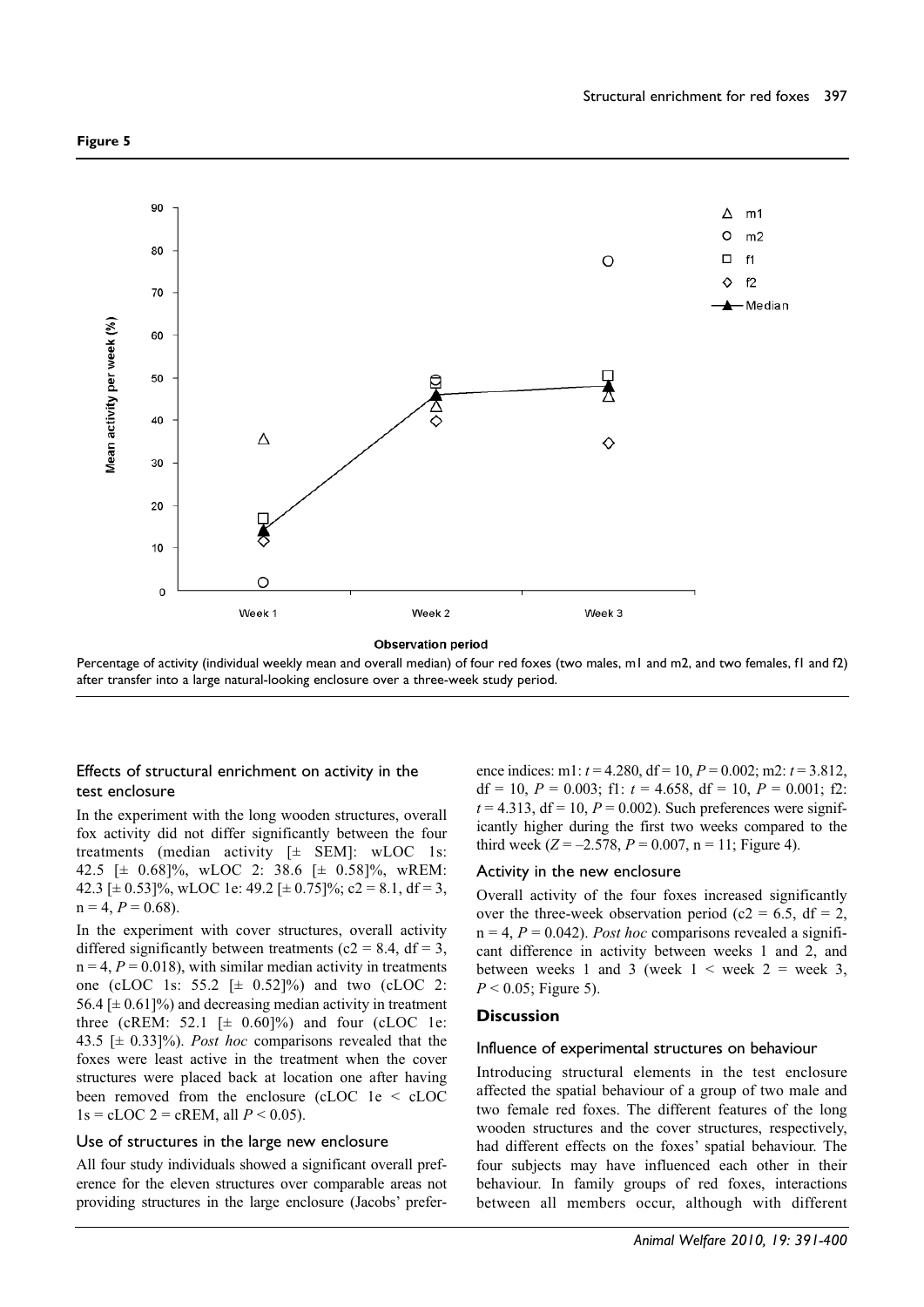**Figure 5**

Percentage of activity (individual weekly mean and overall median) of four red foxes (two males, m1 and m2, and two females, f1 and f2) after transfer into a large natural-looking enclosure over a three-week study period.

### Effects of structural enrichment on activity in the test enclosure

In the experiment with the long wooden structures, overall fox activity did not differ significantly between the four treatments (median activity [± SEM]: wLOC 1s: 42.5 [± 0.68]%, wLOC 2: 38.6 [± 0.58]%, wREM: 42.3 [± 0.53]%, wLOC 1e: 49.2 [± 0.75]%; c2 = 8.1, df = 3, n = 4, $P = 0.68$).

In the experiment with cover structures, overall activity differed significantly between treatments (c2 = 8.4, df = 3, n = 4, $P = 0.018$), with similar median activity in treatments one (cLOC 1s: 55.2 [± 0.52]%) and two (cLOC 2: 56.4 [± 0.61]%) and decreasing median activity in treatment three (cREM: 52.1 [± 0.60]%) and four (cLOC 1e: 43.5 [± 0.33]%). *Post hoc* comparisons revealed that the foxes were least active in the treatment when the cover structures were placed back at location one after having been removed from the enclosure (cLOC 1e < cLOC 1s = cLOC 2 = cREM, all $P < 0.05$).

### Use of structures in the large new enclosure

All four study individuals showed a significant overall preference for the eleven structures over comparable areas not providing structures in the large enclosure (Jacobs' preference indices: m1: $t = 4.280$, df = 10, $P = 0.002$; m2: $t = 3.812$, df = 10, $P = 0.003$; f1: $t = 4.658$, df = 10, $P = 0.001$; f2: $t = 4.313$, df = 10, $P = 0.002$). Such preferences were significantly higher during the first two weeks compared to the third week ($Z = -2.578$, $P = 0.007$, n = 11; Figure 4).

### Activity in the new enclosure

Overall activity of the four foxes increased significantly over the three-week observation period (c2 = 6.5, df = 2, n = 4, $P = 0.042$). *Post hoc* comparisons revealed a significant difference in activity between weeks 1 and 2, and between weeks 1 and 3 (week 1 < week 2 = week 3, $P < 0.05$; Figure 5).

## Discussion

### Influence of experimental structures on behaviour

Introducing structural elements in the test enclosure affected the spatial behaviour of a group of two male and two female red foxes. The different features of the long wooden structures and the cover structures, respectively, had different effects on the foxes' spatial behaviour. The four subjects may have influenced each other in their behaviour. In family groups of red foxes, interactions between all members occur, although with different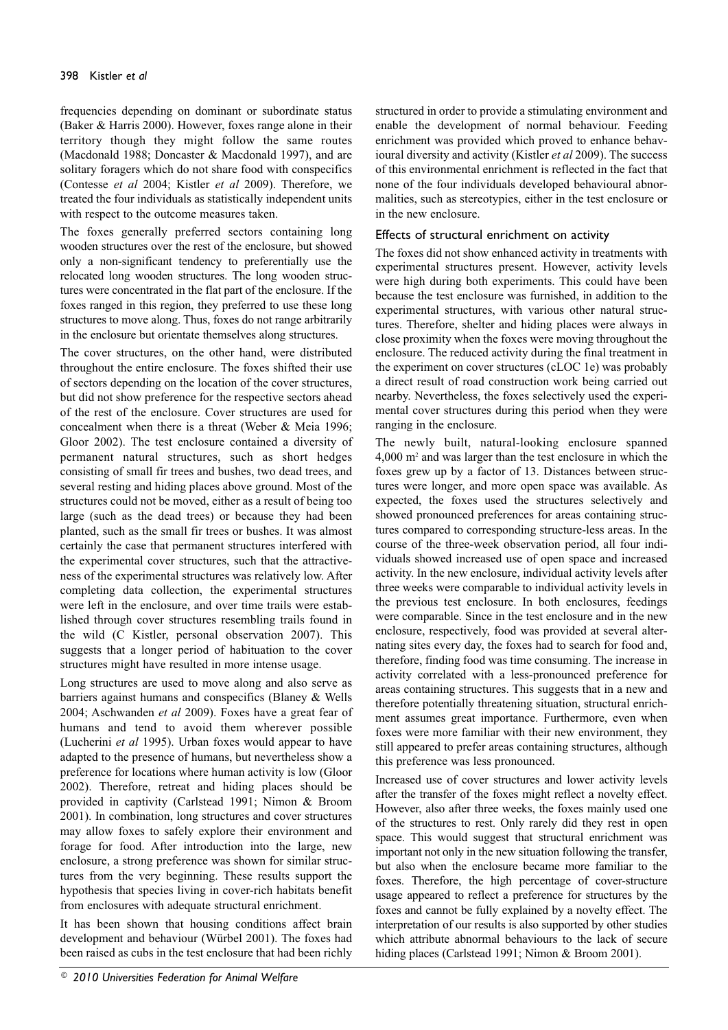frequencies depending on dominant or subordinate status (Baker & Harris 2000). However, foxes range alone in their territory though they might follow the same routes (Macdonald 1988; Doncaster & Macdonald 1997), and are solitary foragers which do not share food with conspecifics (Contesse *et al* 2004; Kistler *et al* 2009). Therefore, we treated the four individuals as statistically independent units with respect to the outcome measures taken.

The foxes generally preferred sectors containing long wooden structures over the rest of the enclosure, but showed only a non-significant tendency to preferentially use the relocated long wooden structures. The long wooden structures were concentrated in the flat part of the enclosure. If the foxes ranged in this region, they preferred to use these long structures to move along. Thus, foxes do not range arbitrarily in the enclosure but orientate themselves along structures.

The cover structures, on the other hand, were distributed throughout the entire enclosure. The foxes shifted their use of sectors depending on the location of the cover structures, but did not show preference for the respective sectors ahead of the rest of the enclosure. Cover structures are used for concealment when there is a threat (Weber & Meia 1996; Gloor 2002). The test enclosure contained a diversity of permanent natural structures, such as short hedges consisting of small fir trees and bushes, two dead trees, and several resting and hiding places above ground. Most of the structures could not be moved, either as a result of being too large (such as the dead trees) or because they had been planted, such as the small fir trees or bushes. It was almost certainly the case that permanent structures interfered with the experimental cover structures, such that the attractiveness of the experimental structures was relatively low. After completing data collection, the experimental structures were left in the enclosure, and over time trails were established through cover structures resembling trails found in the wild (C Kistler, personal observation 2007). This suggests that a longer period of habituation to the cover structures might have resulted in more intense usage.

Long structures are used to move along and also serve as barriers against humans and conspecifics (Blaney & Wells 2004; Aschwanden *et al* 2009). Foxes have a great fear of humans and tend to avoid them wherever possible (Lucherini *et al* 1995). Urban foxes would appear to have adapted to the presence of humans, but nevertheless show a preference for locations where human activity is low (Gloor 2002). Therefore, retreat and hiding places should be provided in captivity (Carlstead 1991; Nimon & Broom 2001). In combination, long structures and cover structures may allow foxes to safely explore their environment and forage for food. After introduction into the large, new enclosure, a strong preference was shown for similar structures from the very beginning. These results support the hypothesis that species living in cover-rich habitats benefit from enclosures with adequate structural enrichment.

It has been shown that housing conditions affect brain development and behaviour (Würbel 2001). The foxes had been raised as cubs in the test enclosure that had been richly structured in order to provide a stimulating environment and enable the development of normal behaviour. Feeding enrichment was provided which proved to enhance behavioural diversity and activity (Kistler *et al* 2009). The success of this environmental enrichment is reflected in the fact that none of the four individuals developed behavioural abnormalities, such as stereotypies, either in the test enclosure or in the new enclosure.

### Effects of structural enrichment on activity

The foxes did not show enhanced activity in treatments with experimental structures present. However, activity levels were high during both experiments. This could have been because the test enclosure was furnished, in addition to the experimental structures, with various other natural structures. Therefore, shelter and hiding places were always in close proximity when the foxes were moving throughout the enclosure. The reduced activity during the final treatment in the experiment on cover structures (cLOC 1e) was probably a direct result of road construction work being carried out nearby. Nevertheless, the foxes selectively used the experimental cover structures during this period when they were ranging in the enclosure.

The newly built, natural-looking enclosure spanned 4,000 m$^2$ and was larger than the test enclosure in which the foxes grew up by a factor of 13. Distances between structures were longer, and more open space was available. As expected, the foxes used the structures selectively and showed pronounced preferences for areas containing structures compared to corresponding structure-less areas. In the course of the three-week observation period, all four individuals showed increased use of open space and increased activity. In the new enclosure, individual activity levels after three weeks were comparable to individual activity levels in the previous test enclosure. In both enclosures, feedings were comparable. Since in the test enclosure and in the new enclosure, respectively, food was provided at several alternating sites every day, the foxes had to search for food and, therefore, finding food was time consuming. The increase in activity correlated with a less-pronounced preference for areas containing structures. This suggests that in a new and therefore potentially threatening situation, structural enrichment assumes great importance. Furthermore, even when foxes were more familiar with their new environment, they still appeared to prefer areas containing structures, although this preference was less pronounced.

Increased use of cover structures and lower activity levels after the transfer of the foxes might reflect a novelty effect. However, also after three weeks, the foxes mainly used one of the structures to rest. Only rarely did they rest in open space. This would suggest that structural enrichment was important not only in the new situation following the transfer, but also when the enclosure became more familiar to the foxes. Therefore, the high percentage of cover-structure usage appeared to reflect a preference for structures by the foxes and cannot be fully explained by a novelty effect. The interpretation of our results is also supported by other studies which attribute abnormal behaviours to the lack of secure hiding places (Carlstead 1991; Nimon & Broom 2001).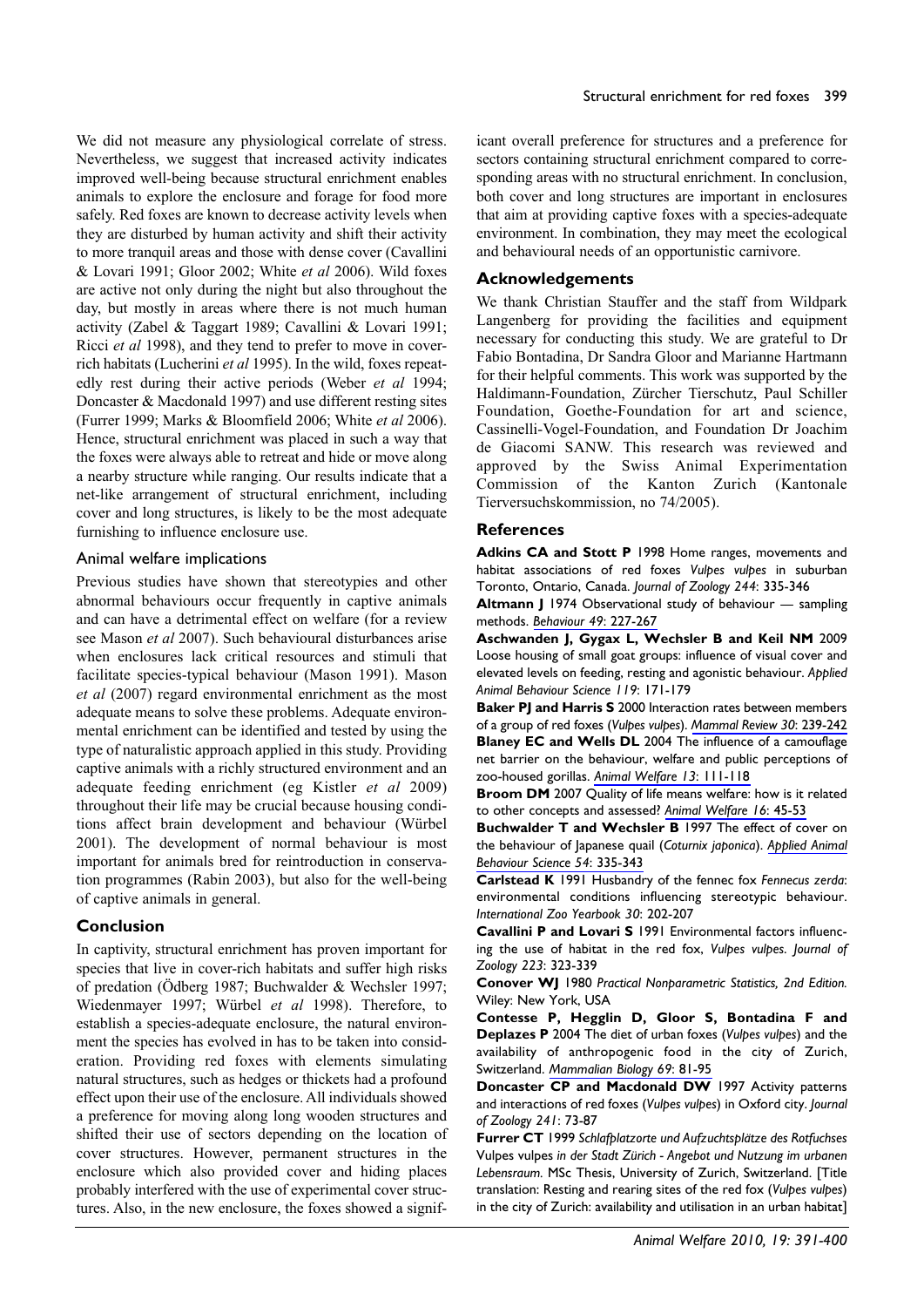We did not measure any physiological correlate of stress. Nevertheless, we suggest that increased activity indicates improved well-being because structural enrichment enables animals to explore the enclosure and forage for food more safely. Red foxes are known to decrease activity levels when they are disturbed by human activity and shift their activity to more tranquil areas and those with dense cover (Cavallini & Lovari 1991; Gloor 2002; White *et al* 2006). Wild foxes are active not only during the night but also throughout the day, but mostly in areas where there is not much human activity (Zabel & Taggart 1989; Cavallini & Lovari 1991; Ricci *et al* 1998), and they tend to prefer to move in cover-rich habitats (Lucherini *et al* 1995). In the wild, foxes repeatedly rest during their active periods (Weber *et al* 1994; Doncaster & Macdonald 1997) and use different resting sites (Furrer 1999; Marks & Bloomfield 2006; White *et al* 2006). Hence, structural enrichment was placed in such a way that the foxes were always able to retreat and hide or move along a nearby structure while ranging. Our results indicate that a net-like arrangement of structural enrichment, including cover and long structures, is likely to be the most adequate furnishing to influence enclosure use.

### Animal welfare implications

Previous studies have shown that stereotypies and other abnormal behaviours occur frequently in captive animals and can have a detrimental effect on welfare (for a review see Mason *et al* 2007). Such behavioural disturbances arise when enclosures lack critical resources and stimuli that facilitate species-typical behaviour (Mason 1991). Mason *et al* (2007) regard environmental enrichment as the most adequate means to solve these problems. Adequate environmental enrichment can be identified and tested by using the type of naturalistic approach applied in this study. Providing captive animals with a richly structured environment and an adequate feeding enrichment (eg Kistler *et al* 2009) throughout their life may be crucial because housing conditions affect brain development and behaviour (Würbel 2001). The development of normal behaviour is most important for animals bred for reintroduction in conservation programmes (Rabin 2003), but also for the well-being of captive animals in general.

## Conclusion

In captivity, structural enrichment has proven important for species that live in cover-rich habitats and suffer high risks of predation (Ödberg 1987; Buchwalder & Wechsler 1997; Wiedenmayer 1997; Würbel *et al* 1998). Therefore, to establish a species-adequate enclosure, the natural environment the species has evolved in has to be taken into consideration. Providing red foxes with elements simulating natural structures, such as hedges or thickets had a profound effect upon their use of the enclosure. All individuals showed a preference for moving along long wooden structures and shifted their use of sectors depending on the location of cover structures. However, permanent structures in the enclosure which also provided cover and hiding places probably interfered with the use of experimental cover structures. Also, in the new enclosure, the foxes showed a significant overall preference for structures and a preference for sectors containing structural enrichment compared to corresponding areas with no structural enrichment. In conclusion, both cover and long structures are important in enclosures that aim at providing captive foxes with a species-adequate environment. In combination, they may meet the ecological and behavioural needs of an opportunistic carnivore.

## Acknowledgements

We thank Christian Stauffer and the staff from Wildpark Langenberg for providing the facilities and equipment necessary for conducting this study. We are grateful to Dr Fabio Bontadina, Dr Sandra Gloor and Marianne Hartmann for their helpful comments. This work was supported by the Haldimann-Foundation, Zürcher Tierschutz, Paul Schiller Foundation, Goethe-Foundation for art and science, Cassinelli-Vogel-Foundation, and Foundation Dr Joachim de Giacomi SANW. This research was reviewed and approved by the Swiss Animal Experimentation Commission of the Kanton Zurich (Kantonale Tierversuchskommission, no 74/2005).

## References

**Adkins CA and Stott P** 1998 Home ranges, movements and habitat associations of red foxes *Vulpes vulpes* in suburban Toronto, Ontario, Canada. *Journal of Zoology 244*: 335-346

**Altmann J** 1974 Observational study of behaviour — sampling methods. *Behaviour 49*: 227-267

**Aschwanden J, Gygax L, Wechsler B and Keil NM** 2009 Loose housing of small goat groups: influence of visual cover and elevated levels on feeding, resting and agonistic behaviour. *Applied Animal Behaviour Science 119*: 171-179

**Baker PJ and Harris S** 2000 Interaction rates between members of a group of red foxes (*Vulpes vulpes*). *Mammal Review 30*: 239-242

**Blaney EC and Wells DL** 2004 The influence of a camouflage net barrier on the behaviour, welfare and public perceptions of zoo-housed gorillas. *Animal Welfare 13*: 111-118

**Broom DM** 2007 Quality of life means welfare: how is it related to other concepts and assessed? *Animal Welfare 16*: 45-53

**Buchwalder T and Wechsler B** 1997 The effect of cover on the behaviour of Japanese quail (*Coturnix japonica*). *Applied Animal Behaviour Science 54*: 335-343

**Carlstead K** 1991 Husbandry of the fennec fox *Fennecus zerda*: environmental conditions influencing stereotypic behaviour. *International Zoo Yearbook 30*: 202-207

**Cavallini P and Lovari S** 1991 Environmental factors influencing the use of habitat in the red fox, *Vulpes vulpes*. *Journal of Zoology 223*: 323-339

**Conover WJ** 1980 *Practical Nonparametric Statistics, 2nd Edition.* Wiley: New York, USA

**Contesse P, Hegglin D, Gloor S, Bontadina F and Deplazes P** 2004 The diet of urban foxes (*Vulpes vulpes*) and the availability of anthropogenic food in the city of Zurich, Switzerland. *Mammalian Biology 69*: 81-95

**Doncaster CP and Macdonald DW** 1997 Activity patterns and interactions of red foxes (*Vulpes vulpes*) in Oxford city. *Journal of Zoology 241*: 73-87

**Furrer CT** 1999 *Schlafplatzorte und Aufzuchtsplätze des Rotfuchses* Vulpes vulpes *in der Stadt Zürich - Angebot und Nutzung im urbanen Lebensraum.* MSc Thesis, University of Zurich, Switzerland. [Title translation: Resting and rearing sites of the red fox (*Vulpes vulpes*) in the city of Zurich: availability and utilisation in an urban habitat]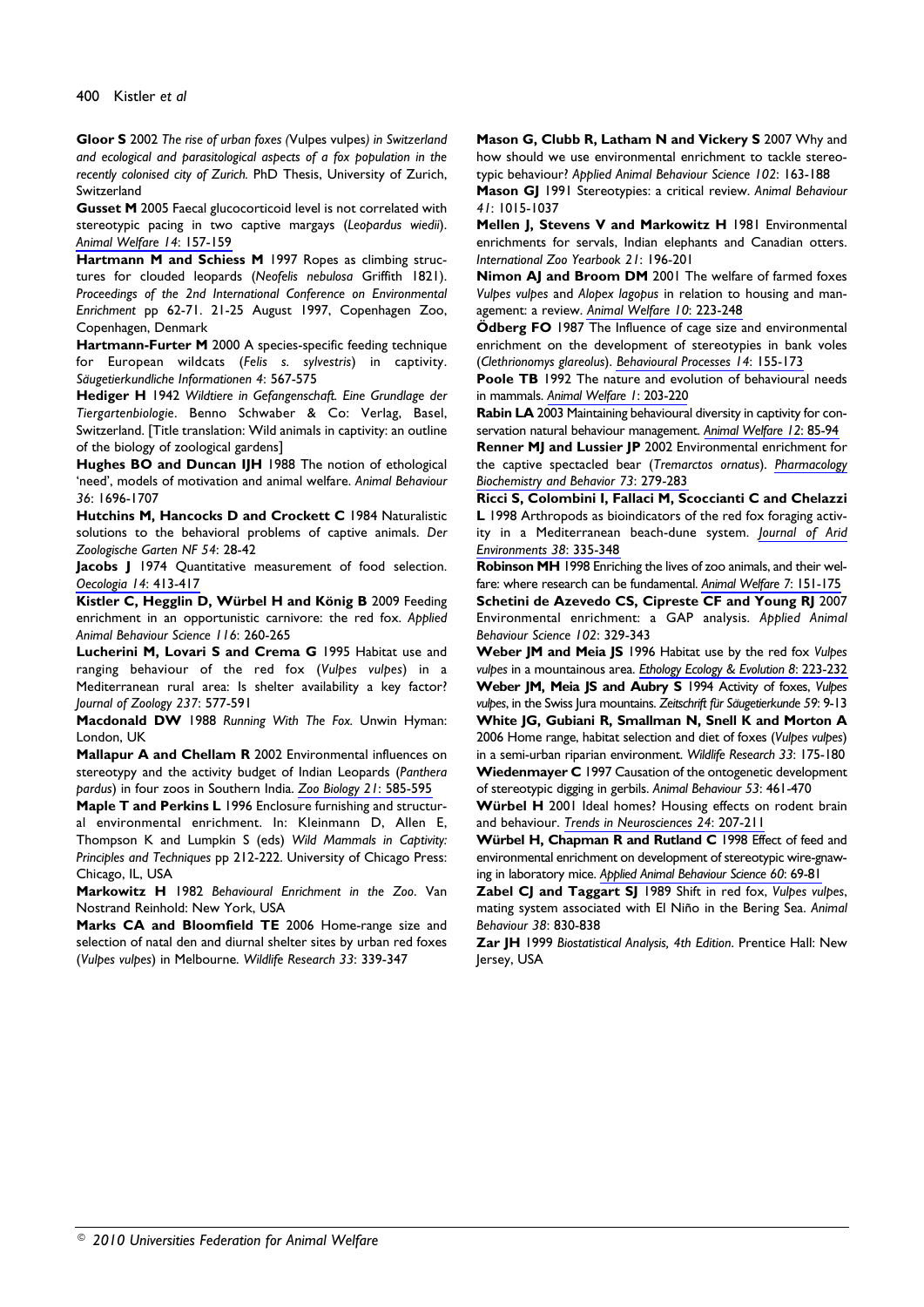**Gloor S** 2002 *The rise of urban foxes (*Vulpes vulpes*) in Switzerland and ecological and parasitological aspects of a fox population in the recently colonised city of Zurich.* PhD Thesis, University of Zurich, Switzerland

**Gusset M** 2005 Faecal glucocorticoid level is not correlated with stereotypic pacing in two captive margays (*Leopardus wiedii*). *Animal Welfare 14*: 157-159

**Hartmann M and Schiess M** 1997 Ropes as climbing structures for clouded leopards (*Neofelis nebulosa* Griffith 1821). *Proceedings of the 2nd International Conference on Environmental Enrichment* pp 62-71. 21-25 August 1997, Copenhagen Zoo, Copenhagen, Denmark

**Hartmann-Furter M** 2000 A species-specific feeding technique for European wildcats (*Felis s. sylvestris*) in captivity. *Säugetierkundliche Informationen 4*: 567-575

**Hediger H** 1942 *Wildtiere in Gefangenschaft. Eine Grundlage der Tiergartenbiologie*. Benno Schwaber & Co: Verlag, Basel, Switzerland. [Title translation: Wild animals in captivity: an outline of the biology of zoological gardens]

**Hughes BO and Duncan IJH** 1988 The notion of ethological 'need', models of motivation and animal welfare. *Animal Behaviour 36*: 1696-1707

**Hutchins M, Hancocks D and Crockett C** 1984 Naturalistic solutions to the behavioral problems of captive animals. *Der Zoologische Garten NF 54*: 28-42

**Jacobs J** 1974 Quantitative measurement of food selection. *Oecologia 14*: 413-417

**Kistler C, Hegglin D, Würbel H and König B** 2009 Feeding enrichment in an opportunistic carnivore: the red fox. *Applied Animal Behaviour Science 116*: 260-265

**Lucherini M, Lovari S and Crema G** 1995 Habitat use and ranging behaviour of the red fox (*Vulpes vulpes*) in a Mediterranean rural area: Is shelter availability a key factor? *Journal of Zoology 237*: 577-591

**Macdonald DW** 1988 *Running With The Fox.* Unwin Hyman: London, UK

**Mallapur A and Chellam R** 2002 Environmental influences on stereotypy and the activity budget of Indian Leopards (*Panthera pardus*) in four zoos in Southern India. *Zoo Biology 21*: 585-595

**Maple T and Perkins L** 1996 Enclosure furnishing and structural environmental enrichment. In: Kleinmann D, Allen E, Thompson K and Lumpkin S (eds) *Wild Mammals in Captivity: Principles and Techniques* pp 212-222. University of Chicago Press: Chicago, IL, USA

**Markowitz H** 1982 *Behavioural Enrichment in the Zoo*. Van Nostrand Reinhold: New York, USA

**Marks CA and Bloomfield TE** 2006 Home-range size and selection of natal den and diurnal shelter sites by urban red foxes (*Vulpes vulpes*) in Melbourne. *Wildlife Research 33*: 339-347

**Mason G, Clubb R, Latham N and Vickery S** 2007 Why and how should we use environmental enrichment to tackle stereotypic behaviour? *Applied Animal Behaviour Science 102*: 163-188

**Mason GJ** 1991 Stereotypies: a critical review. *Animal Behaviour 41*: 1015-1037

**Mellen J, Stevens V and Markowitz H** 1981 Environmental enrichments for servals, Indian elephants and Canadian otters. *International Zoo Yearbook 21*: 196-201

**Nimon AJ and Broom DM** 2001 The welfare of farmed foxes *Vulpes vulpes* and *Alopex lagopus* in relation to housing and management: a review. *Animal Welfare 10*: 223-248

**Ödberg FO** 1987 The Influence of cage size and environmental enrichment on the development of stereotypies in bank voles (*Clethrionomys glareolus*). *Behavioural Processes 14*: 155-173

**Poole TB** 1992 The nature and evolution of behavioural needs in mammals. *Animal Welfare 1*: 203-220

**Rabin LA** 2003 Maintaining behavioural diversity in captivity for conservation natural behaviour management. *Animal Welfare 12*: 85-94

**Renner MJ and Lussier JP** 2002 Environmental enrichment for the captive spectacled bear (*Tremarctos ornatus*). *Pharmacology Biochemistry and Behavior 73*: 279-283

**Ricci S, Colombini I, Fallaci M, Scoccianti C and Chelazzi L** 1998 Arthropods as bioindicators of the red fox foraging activity in a Mediterranean beach-dune system. *Journal of Arid Environments 38*: 335-348

**Robinson MH** 1998 Enriching the lives of zoo animals, and their welfare: where research can be fundamental. *Animal Welfare 7*: 151-175

**Schetini de Azevedo CS, Cipreste CF and Young RJ** 2007 Environmental enrichment: a GAP analysis. *Applied Animal Behaviour Science 102*: 329-343

**Weber JM and Meia JS** 1996 Habitat use by the red fox *Vulpes vulpes* in a mountainous area. *Ethology Ecology & Evolution 8*: 223-232

**Weber JM, Meia JS and Aubry S** 1994 Activity of foxes, *Vulpes vulpes*, in the Swiss Jura mountains. *Zeitschrift für Säugetierkunde 59*: 9-13

**White JG, Gubiani R, Smallman N, Snell K and Morton A** 2006 Home range, habitat selection and diet of foxes (*Vulpes vulpes*) in a semi-urban riparian environment. *Wildlife Research 33*: 175-180

**Wiedenmayer C** 1997 Causation of the ontogenetic development of stereotypic digging in gerbils. *Animal Behaviour 53*: 461-470

**Würbel H** 2001 Ideal homes? Housing effects on rodent brain and behaviour. *Trends in Neurosciences 24*: 207-211

**Würbel H, Chapman R and Rutland C** 1998 Effect of feed and environmental enrichment on development of stereotypic wire-gnawing in laboratory mice. *Applied Animal Behaviour Science 60*: 69-81

**Zabel CJ and Taggart SJ** 1989 Shift in red fox, *Vulpes vulpes*, mating system associated with El Niño in the Bering Sea. *Animal Behaviour 38*: 830-838

**Zar JH** 1999 *Biostatistical Analysis, 4th Edition*. Prentice Hall: New Jersey, USA